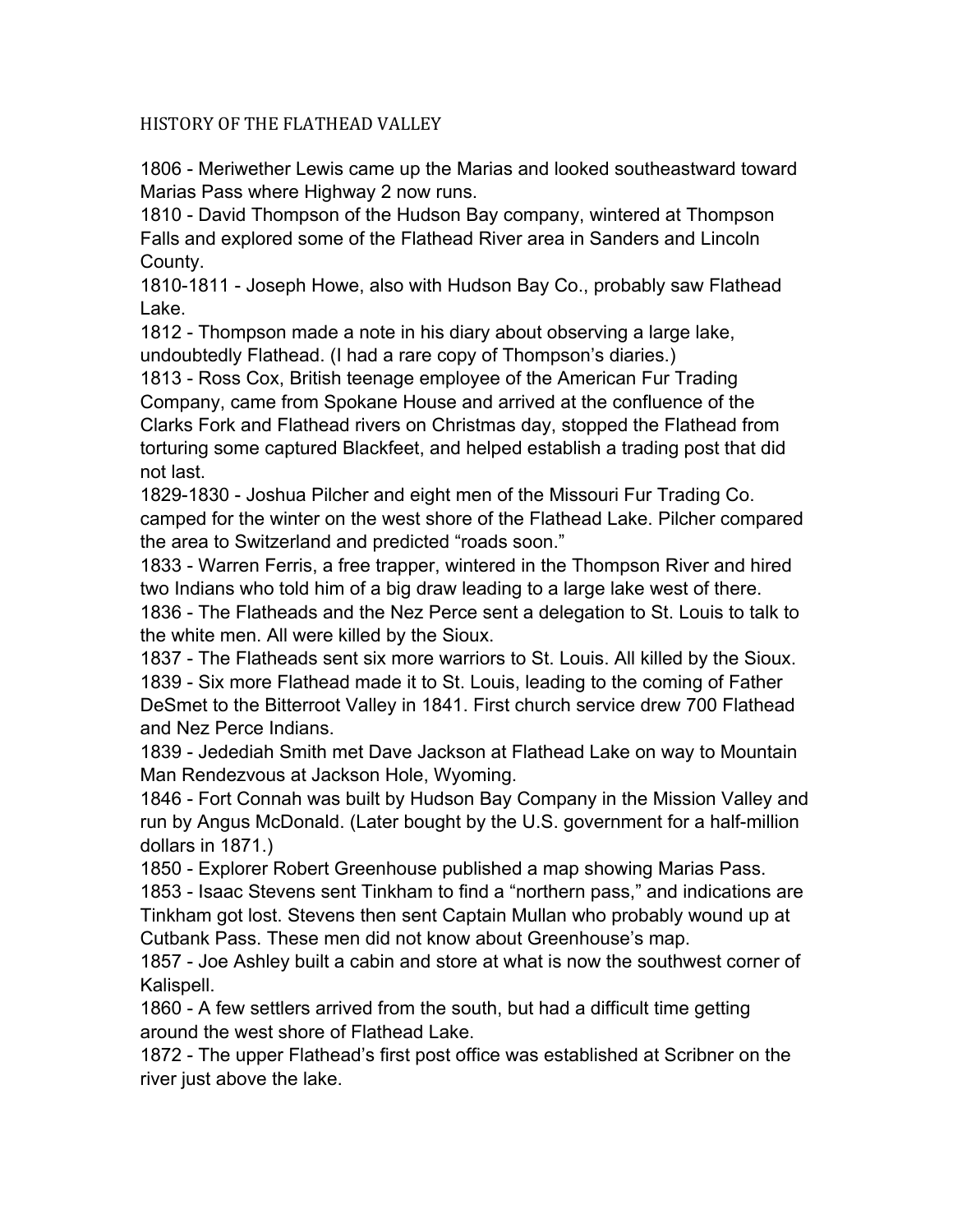# HISTORY OF THE FLATHEAD VALLEY

1806 - Meriwether Lewis came up the Marias and looked southeastward toward Marias Pass where Highway 2 now runs.

1810 - David Thompson of the Hudson Bay company, wintered at Thompson Falls and explored some of the Flathead River area in Sanders and Lincoln County.

1810-1811 - Joseph Howe, also with Hudson Bay Co., probably saw Flathead Lake.

1812 - Thompson made a note in his diary about observing a large lake, undoubtedly Flathead. (I had a rare copy of Thompson's diaries.)

1813 - Ross Cox, British teenage employee of the American Fur Trading Company, came from Spokane House and arrived at the confluence of the Clarks Fork and Flathead rivers on Christmas day, stopped the Flathead from torturing some captured Blackfeet, and helped establish a trading post that did not last.

1829-1830 - Joshua Pilcher and eight men of the Missouri Fur Trading Co. camped for the winter on the west shore of the Flathead Lake. Pilcher compared the area to Switzerland and predicted "roads soon."

1833 - Warren Ferris, a free trapper, wintered in the Thompson River and hired two Indians who told him of a big draw leading to a large lake west of there.

1836 - The Flatheads and the Nez Perce sent a delegation to St. Louis to talk to the white men. All were killed by the Sioux.

1837 - The Flatheads sent six more warriors to St. Louis. All killed by the Sioux.

1839 - Six more Flathead made it to St. Louis, leading to the coming of Father DeSmet to the Bitterroot Valley in 1841. First church service drew 700 Flathead and Nez Perce Indians.

1839 - Jedediah Smith met Dave Jackson at Flathead Lake on way to Mountain Man Rendezvous at Jackson Hole, Wyoming.

1846 - Fort Connah was built by Hudson Bay Company in the Mission Valley and run by Angus McDonald. (Later bought by the U.S. government for a half-million dollars in 1871.)

1850 - Explorer Robert Greenhouse published a map showing Marias Pass.

1853 - Isaac Stevens sent Tinkham to find a "northern pass," and indications are Tinkham got lost. Stevens then sent Captain Mullan who probably wound up at Cutbank Pass. These men did not know about Greenhouse's map.

1857 - Joe Ashley built a cabin and store at what is now the southwest corner of Kalispell.

1860 - A few settlers arrived from the south, but had a difficult time getting around the west shore of Flathead Lake.

1872 - The upper Flathead's first post office was established at Scribner on the river just above the lake.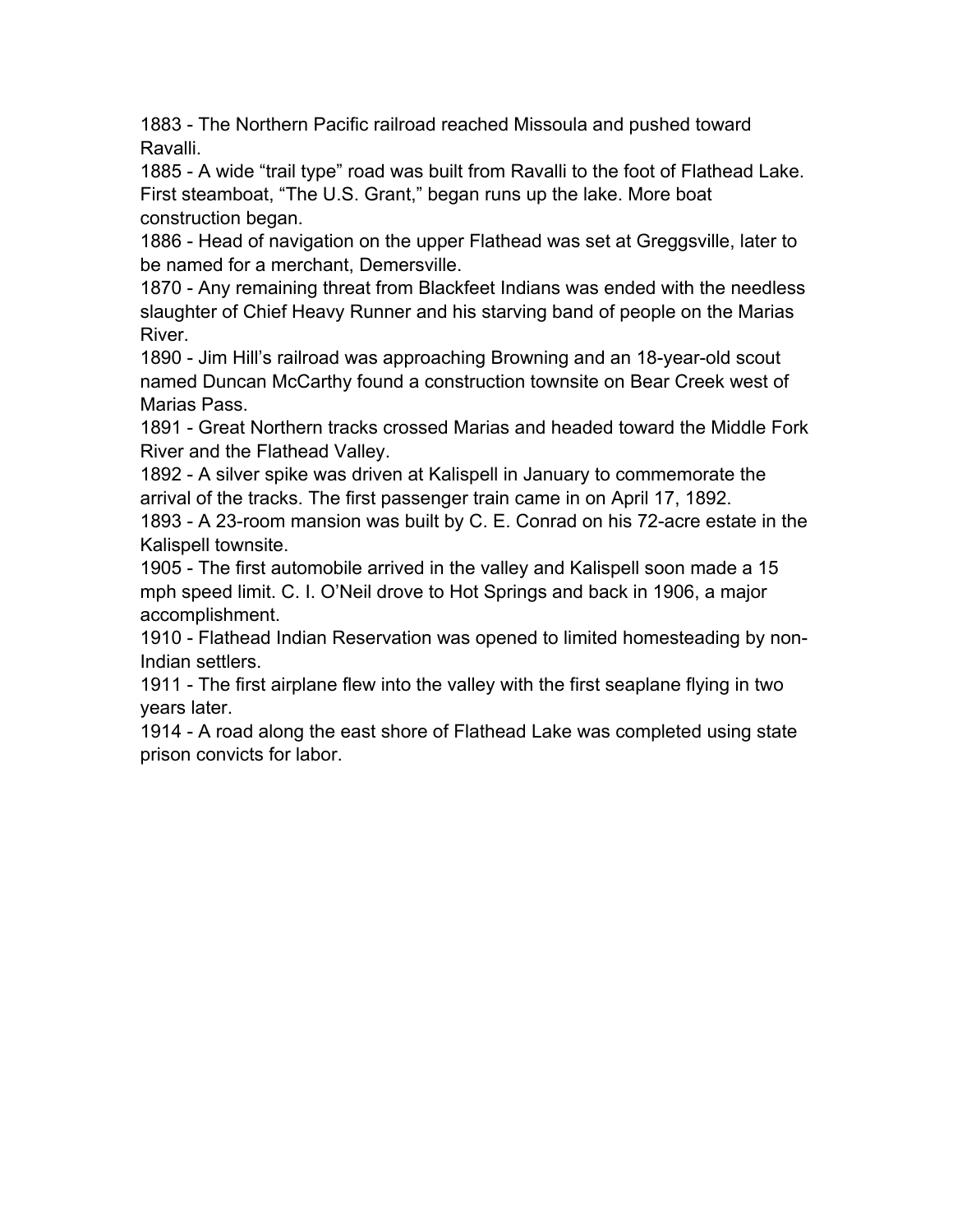1883 - The Northern Pacific railroad reached Missoula and pushed toward Ravalli.

1885 - A wide "trail type" road was built from Ravalli to the foot of Flathead Lake. First steamboat, "The U.S. Grant," began runs up the lake. More boat construction began.

1886 - Head of navigation on the upper Flathead was set at Greggsville, later to be named for a merchant, Demersville.

1870 - Any remaining threat from Blackfeet Indians was ended with the needless slaughter of Chief Heavy Runner and his starving band of people on the Marias River.

1890 - Jim Hill's railroad was approaching Browning and an 18-year-old scout named Duncan McCarthy found a construction townsite on Bear Creek west of Marias Pass.

1891 - Great Northern tracks crossed Marias and headed toward the Middle Fork River and the Flathead Valley.

1892 - A silver spike was driven at Kalispell in January to commemorate the arrival of the tracks. The first passenger train came in on April 17, 1892.

1893 - A 23-room mansion was built by C. E. Conrad on his 72-acre estate in the Kalispell townsite.

1905 - The first automobile arrived in the valley and Kalispell soon made a 15 mph speed limit. C. I. O'Neil drove to Hot Springs and back in 1906, a major accomplishment.

1910 - Flathead Indian Reservation was opened to limited homesteading by non-Indian settlers.

1911 - The first airplane flew into the valley with the first seaplane flying in two years later.

1914 - A road along the east shore of Flathead Lake was completed using state prison convicts for labor.